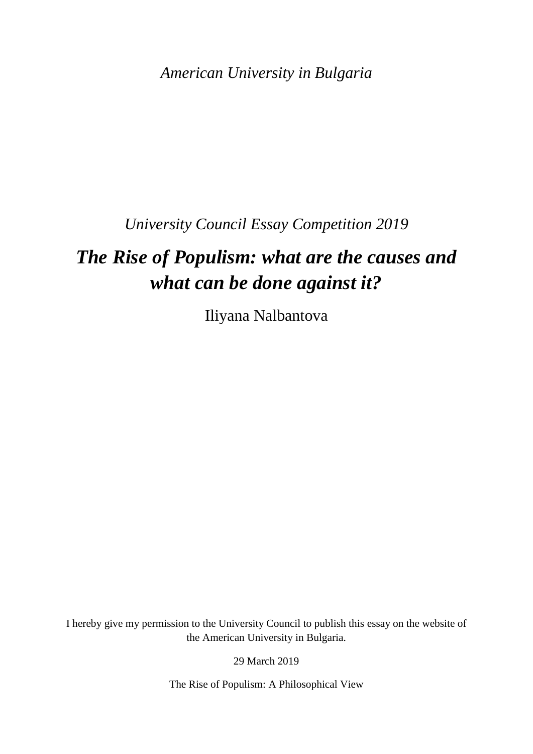*American University in Bulgaria*

*University Council Essay Competition 2019*

# ***The Rise of Populism: what are the causes and what can be done against it?***

Iliyana Nalbantova

I hereby give my permission to the University Council to publish this essay on the website of the American University in Bulgaria.

29 March 2019

The Rise of Populism: A Philosophical View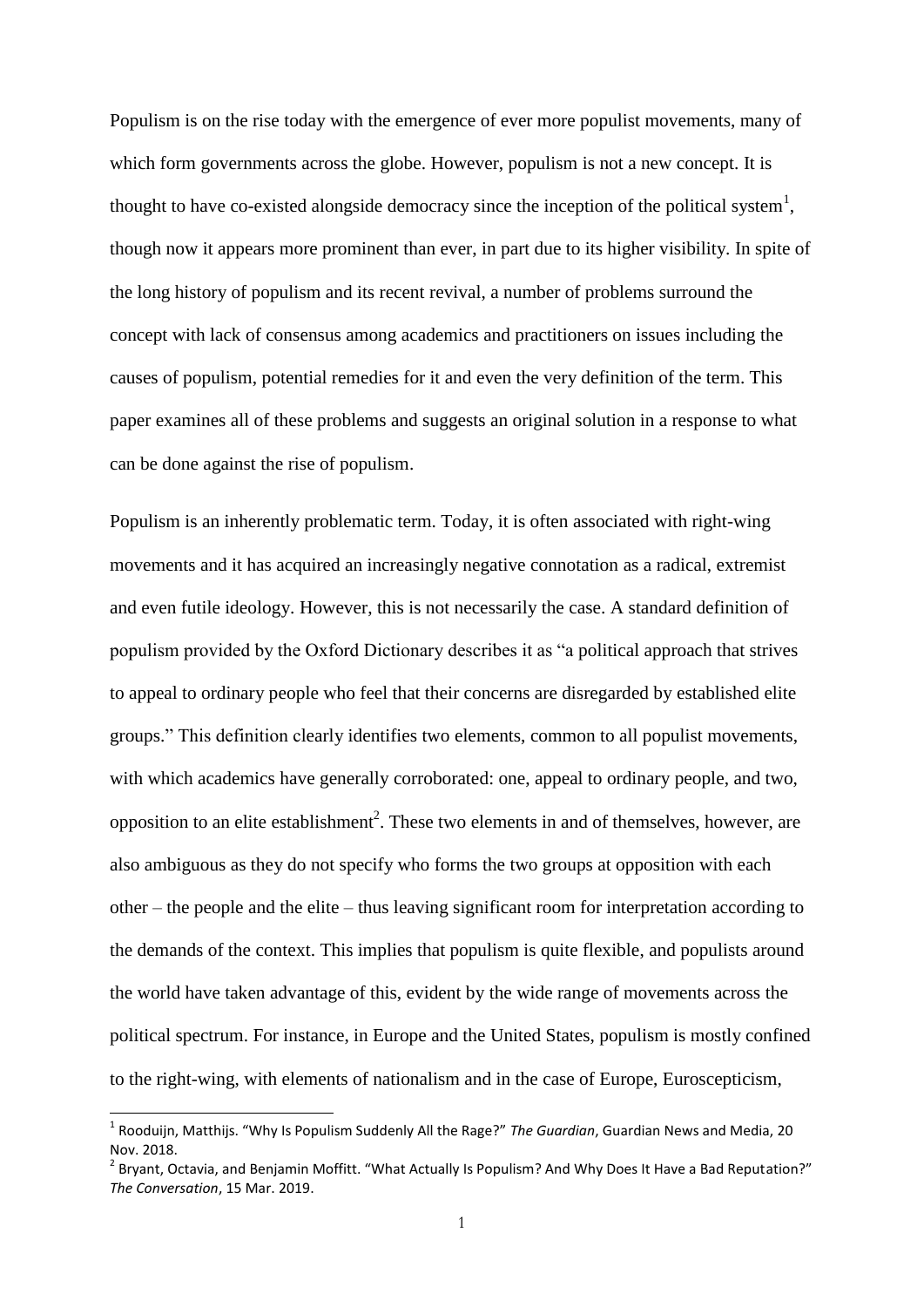Populism is on the rise today with the emergence of ever more populist movements, many of which form governments across the globe. However, populism is not a new concept. It is thought to have co-existed alongside democracy since the inception of the political system[1], though now it appears more prominent than ever, in part due to its higher visibility. In spite of the long history of populism and its recent revival, a number of problems surround the concept with lack of consensus among academics and practitioners on issues including the causes of populism, potential remedies for it and even the very definition of the term. This paper examines all of these problems and suggests an original solution in a response to what can be done against the rise of populism.

Populism is an inherently problematic term. Today, it is often associated with right-wing movements and it has acquired an increasingly negative connotation as a radical, extremist and even futile ideology. However, this is not necessarily the case. A standard definition of populism provided by the Oxford Dictionary describes it as "a political approach that strives to appeal to ordinary people who feel that their concerns are disregarded by established elite groups." This definition clearly identifies two elements, common to all populist movements, with which academics have generally corroborated: one, appeal to ordinary people, and two, opposition to an elite establishment[2]. These two elements in and of themselves, however, are also ambiguous as they do not specify who forms the two groups at opposition with each other – the people and the elite – thus leaving significant room for interpretation according to the demands of the context. This implies that populism is quite flexible, and populists around the world have taken advantage of this, evident by the wide range of movements across the political spectrum. For instance, in Europe and the United States, populism is mostly confined to the right-wing, with elements of nationalism and in the case of Europe, Euroscepticism,

[1] Rooduijn, Matthijs. "Why Is Populism Suddenly All the Rage?" *The Guardian*, Guardian News and Media, 20 Nov. 2018.

[2] Bryant, Octavia, and Benjamin Moffitt. "What Actually Is Populism? And Why Does It Have a Bad Reputation?" *The Conversation*, 15 Mar. 2019.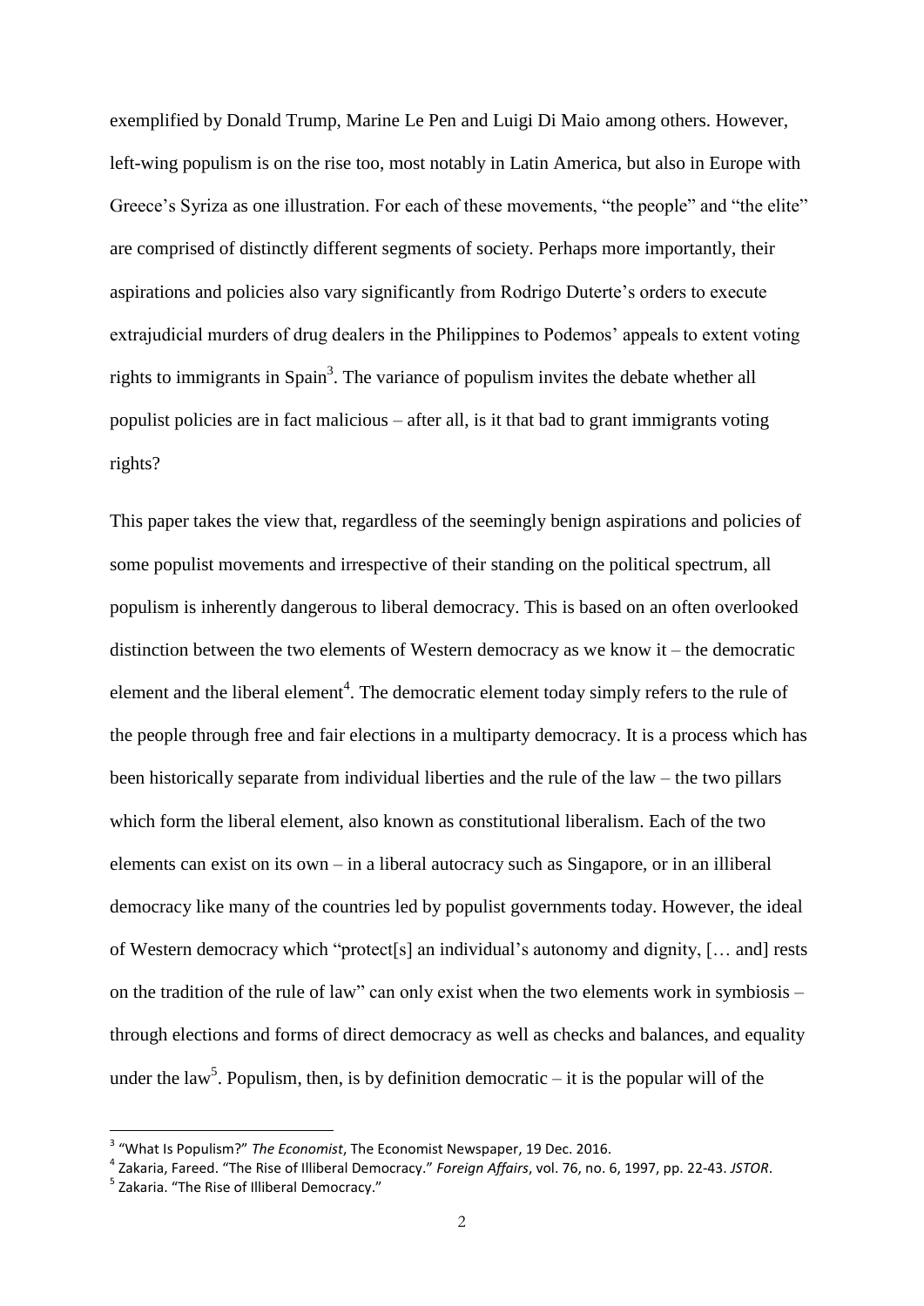exemplified by Donald Trump, Marine Le Pen and Luigi Di Maio among others. However, left-wing populism is on the rise too, most notably in Latin America, but also in Europe with Greece's Syriza as one illustration. For each of these movements, "the people" and "the elite" are comprised of distinctly different segments of society. Perhaps more importantly, their aspirations and policies also vary significantly from Rodrigo Duterte's orders to execute extrajudicial murders of drug dealers in the Philippines to Podemos' appeals to extent voting rights to immigrants in Spain[3]. The variance of populism invites the debate whether all populist policies are in fact malicious – after all, is it that bad to grant immigrants voting rights?

This paper takes the view that, regardless of the seemingly benign aspirations and policies of some populist movements and irrespective of their standing on the political spectrum, all populism is inherently dangerous to liberal democracy. This is based on an often overlooked distinction between the two elements of Western democracy as we know it – the democratic element and the liberal element[4]. The democratic element today simply refers to the rule of the people through free and fair elections in a multiparty democracy. It is a process which has been historically separate from individual liberties and the rule of the law – the two pillars which form the liberal element, also known as constitutional liberalism. Each of the two elements can exist on its own – in a liberal autocracy such as Singapore, or in an illiberal democracy like many of the countries led by populist governments today. However, the ideal of Western democracy which "protect[s] an individual's autonomy and dignity, [… and] rests on the tradition of the rule of law" can only exist when the two elements work in symbiosis – through elections and forms of direct democracy as well as checks and balances, and equality under the law[5]. Populism, then, is by definition democratic – it is the popular will of the

---

[3] "What Is Populism?" *The Economist*, The Economist Newspaper, 19 Dec. 2016.

[4] Zakaria, Fareed. "The Rise of Illiberal Democracy." *Foreign Affairs*, vol. 76, no. 6, 1997, pp. 22-43. *JSTOR*.

[5] Zakaria. "The Rise of Illiberal Democracy."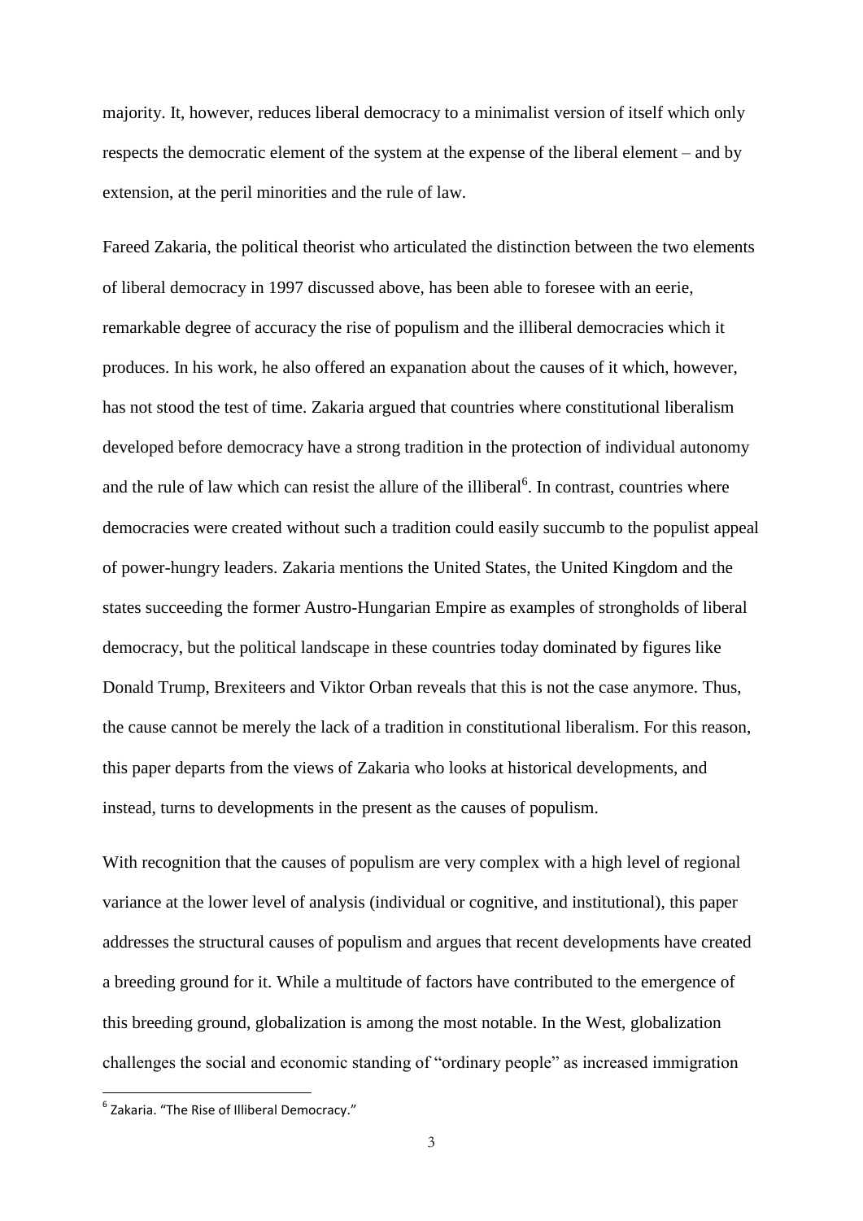majority. It, however, reduces liberal democracy to a minimalist version of itself which only respects the democratic element of the system at the expense of the liberal element – and by extension, at the peril minorities and the rule of law.

Fareed Zakaria, the political theorist who articulated the distinction between the two elements of liberal democracy in 1997 discussed above, has been able to foresee with an eerie, remarkable degree of accuracy the rise of populism and the illiberal democracies which it produces. In his work, he also offered an expanation about the causes of it which, however, has not stood the test of time. Zakaria argued that countries where constitutional liberalism developed before democracy have a strong tradition in the protection of individual autonomy and the rule of law which can resist the allure of the illiberal[6]. In contrast, countries where democracies were created without such a tradition could easily succumb to the populist appeal of power-hungry leaders. Zakaria mentions the United States, the United Kingdom and the states succeeding the former Austro-Hungarian Empire as examples of strongholds of liberal democracy, but the political landscape in these countries today dominated by figures like Donald Trump, Brexiteers and Viktor Orban reveals that this is not the case anymore. Thus, the cause cannot be merely the lack of a tradition in constitutional liberalism. For this reason, this paper departs from the views of Zakaria who looks at historical developments, and instead, turns to developments in the present as the causes of populism.

With recognition that the causes of populism are very complex with a high level of regional variance at the lower level of analysis (individual or cognitive, and institutional), this paper addresses the structural causes of populism and argues that recent developments have created a breeding ground for it. While a multitude of factors have contributed to the emergence of this breeding ground, globalization is among the most notable. In the West, globalization challenges the social and economic standing of "ordinary people" as increased immigration

[6] Zakaria. "The Rise of Illiberal Democracy."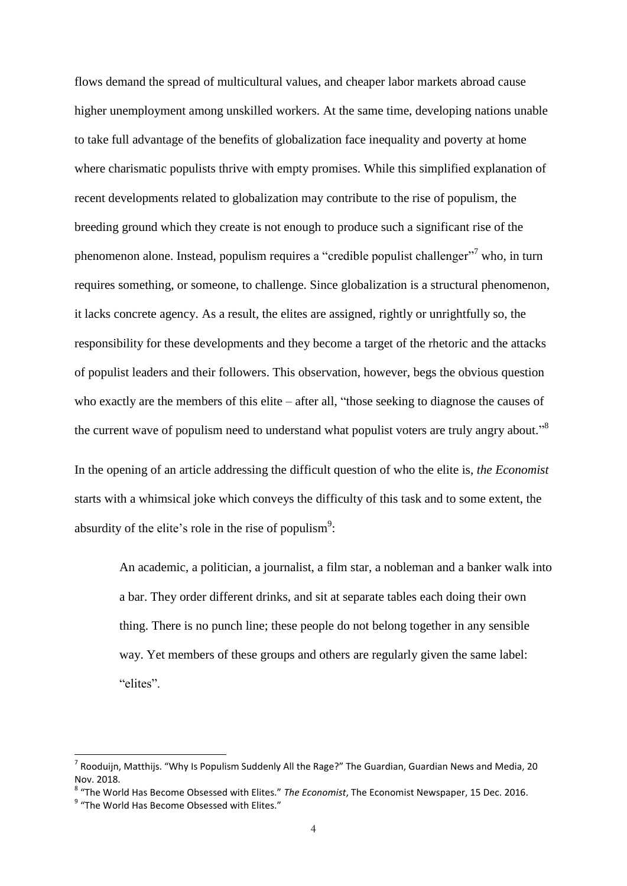flows demand the spread of multicultural values, and cheaper labor markets abroad cause higher unemployment among unskilled workers. At the same time, developing nations unable to take full advantage of the benefits of globalization face inequality and poverty at home where charismatic populists thrive with empty promises. While this simplified explanation of recent developments related to globalization may contribute to the rise of populism, the breeding ground which they create is not enough to produce such a significant rise of the phenomenon alone. Instead, populism requires a "credible populist challenger"[7] who, in turn requires something, or someone, to challenge. Since globalization is a structural phenomenon, it lacks concrete agency. As a result, the elites are assigned, rightly or unrightfully so, the responsibility for these developments and they become a target of the rhetoric and the attacks of populist leaders and their followers. This observation, however, begs the obvious question who exactly are the members of this elite – after all, "those seeking to diagnose the causes of the current wave of populism need to understand what populist voters are truly angry about."[8]

In the opening of an article addressing the difficult question of who the elite is, *the Economist* starts with a whimsical joke which conveys the difficulty of this task and to some extent, the absurdity of the elite's role in the rise of populism[9]:

> An academic, a politician, a journalist, a film star, a nobleman and a banker walk into a bar. They order different drinks, and sit at separate tables each doing their own thing. There is no punch line; these people do not belong together in any sensible way. Yet members of these groups and others are regularly given the same label: "elites".

---

[7] Rooduijn, Matthijs. "Why Is Populism Suddenly All the Rage?" The Guardian, Guardian News and Media, 20 Nov. 2018.

[8] "The World Has Become Obsessed with Elites." *The Economist*, The Economist Newspaper, 15 Dec. 2016.

[9] "The World Has Become Obsessed with Elites."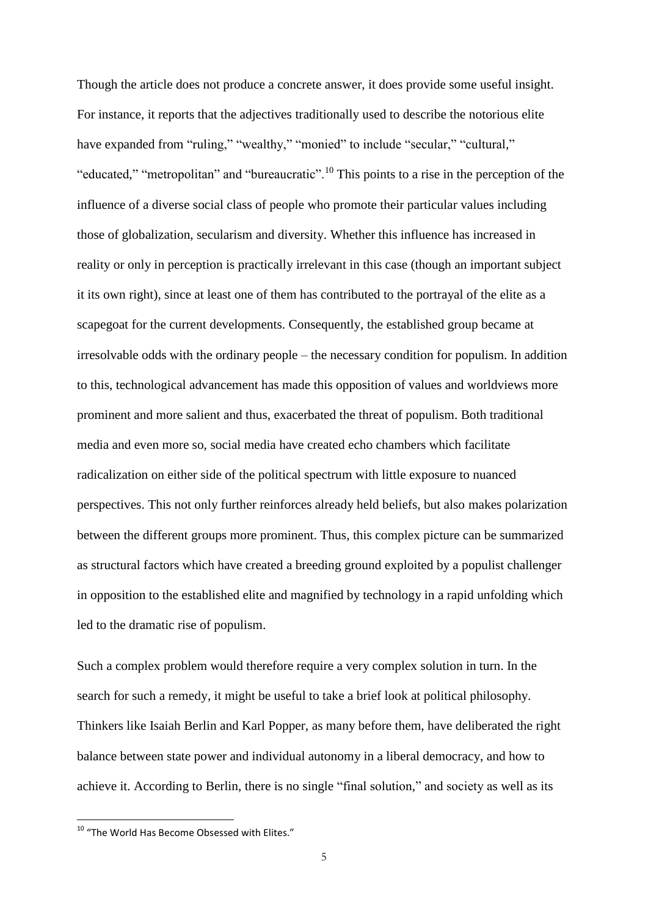Though the article does not produce a concrete answer, it does provide some useful insight. For instance, it reports that the adjectives traditionally used to describe the notorious elite have expanded from "ruling," "wealthy," "monied" to include "secular," "cultural," "educated," "metropolitan" and "bureaucratic".[10] This points to a rise in the perception of the influence of a diverse social class of people who promote their particular values including those of globalization, secularism and diversity. Whether this influence has increased in reality or only in perception is practically irrelevant in this case (though an important subject it its own right), since at least one of them has contributed to the portrayal of the elite as a scapegoat for the current developments. Consequently, the established group became at irresolvable odds with the ordinary people – the necessary condition for populism. In addition to this, technological advancement has made this opposition of values and worldviews more prominent and more salient and thus, exacerbated the threat of populism. Both traditional media and even more so, social media have created echo chambers which facilitate radicalization on either side of the political spectrum with little exposure to nuanced perspectives. This not only further reinforces already held beliefs, but also makes polarization between the different groups more prominent. Thus, this complex picture can be summarized as structural factors which have created a breeding ground exploited by a populist challenger in opposition to the established elite and magnified by technology in a rapid unfolding which led to the dramatic rise of populism.

Such a complex problem would therefore require a very complex solution in turn. In the search for such a remedy, it might be useful to take a brief look at political philosophy. Thinkers like Isaiah Berlin and Karl Popper, as many before them, have deliberated the right balance between state power and individual autonomy in a liberal democracy, and how to achieve it. According to Berlin, there is no single "final solution," and society as well as its

[10] "The World Has Become Obsessed with Elites."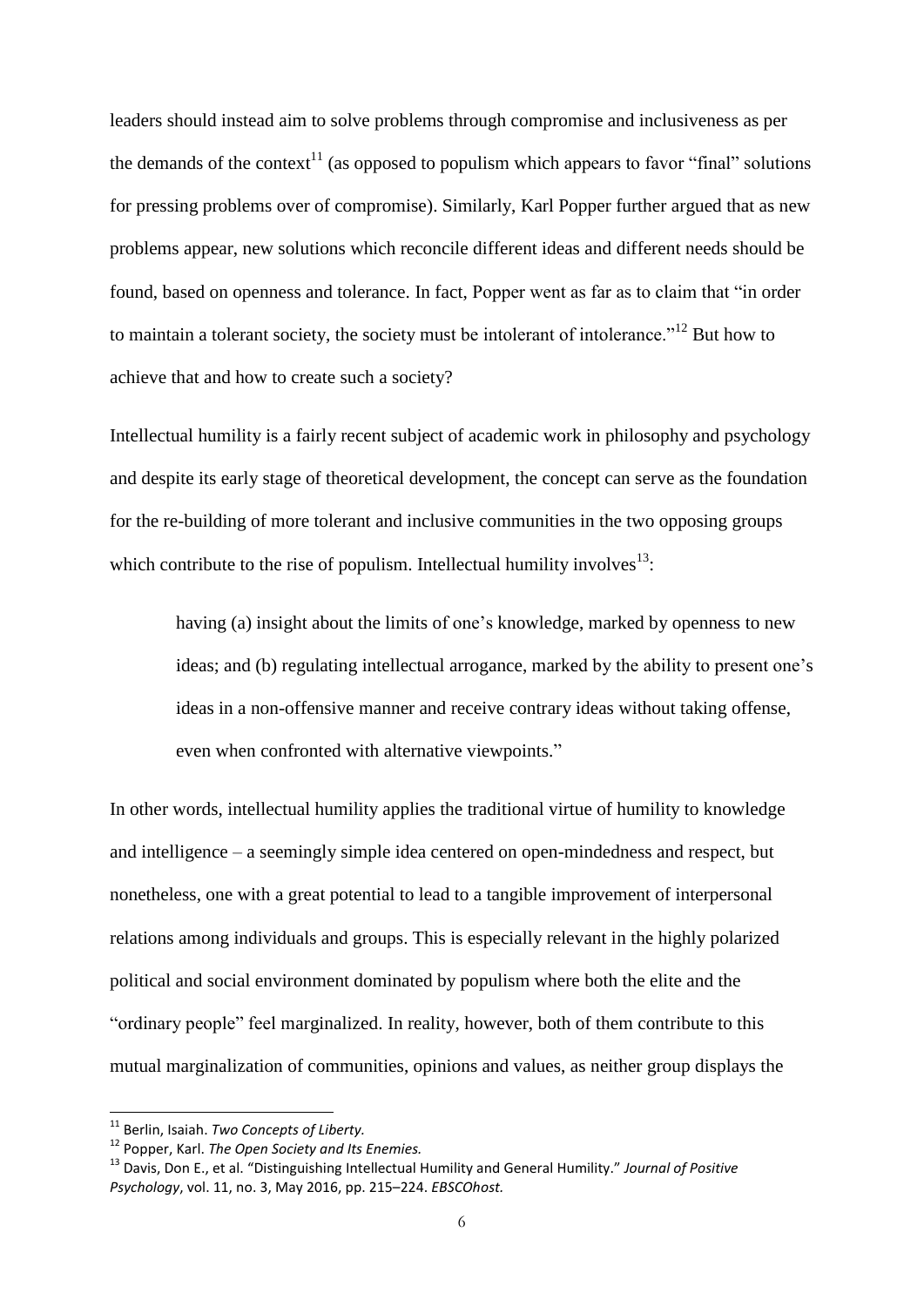leaders should instead aim to solve problems through compromise and inclusiveness as per the demands of the context[11] (as opposed to populism which appears to favor "final" solutions for pressing problems over of compromise). Similarly, Karl Popper further argued that as new problems appear, new solutions which reconcile different ideas and different needs should be found, based on openness and tolerance. In fact, Popper went as far as to claim that "in order to maintain a tolerant society, the society must be intolerant of intolerance."[12] But how to achieve that and how to create such a society?

Intellectual humility is a fairly recent subject of academic work in philosophy and psychology and despite its early stage of theoretical development, the concept can serve as the foundation for the re-building of more tolerant and inclusive communities in the two opposing groups which contribute to the rise of populism. Intellectual humility involves[13]:

> having (a) insight about the limits of one's knowledge, marked by openness to new ideas; and (b) regulating intellectual arrogance, marked by the ability to present one's ideas in a non-offensive manner and receive contrary ideas without taking offense, even when confronted with alternative viewpoints."

In other words, intellectual humility applies the traditional virtue of humility to knowledge and intelligence – a seemingly simple idea centered on open-mindedness and respect, but nonetheless, one with a great potential to lead to a tangible improvement of interpersonal relations among individuals and groups. This is especially relevant in the highly polarized political and social environment dominated by populism where both the elite and the "ordinary people" feel marginalized. In reality, however, both of them contribute to this mutual marginalization of communities, opinions and values, as neither group displays the

---

[11] Berlin, Isaiah. *Two Concepts of Liberty.*

[12] Popper, Karl. *The Open Society and Its Enemies.*

[13] Davis, Don E., et al. "Distinguishing Intellectual Humility and General Humility." *Journal of Positive Psychology*, vol. 11, no. 3, May 2016, pp. 215–224. *EBSCOhost.*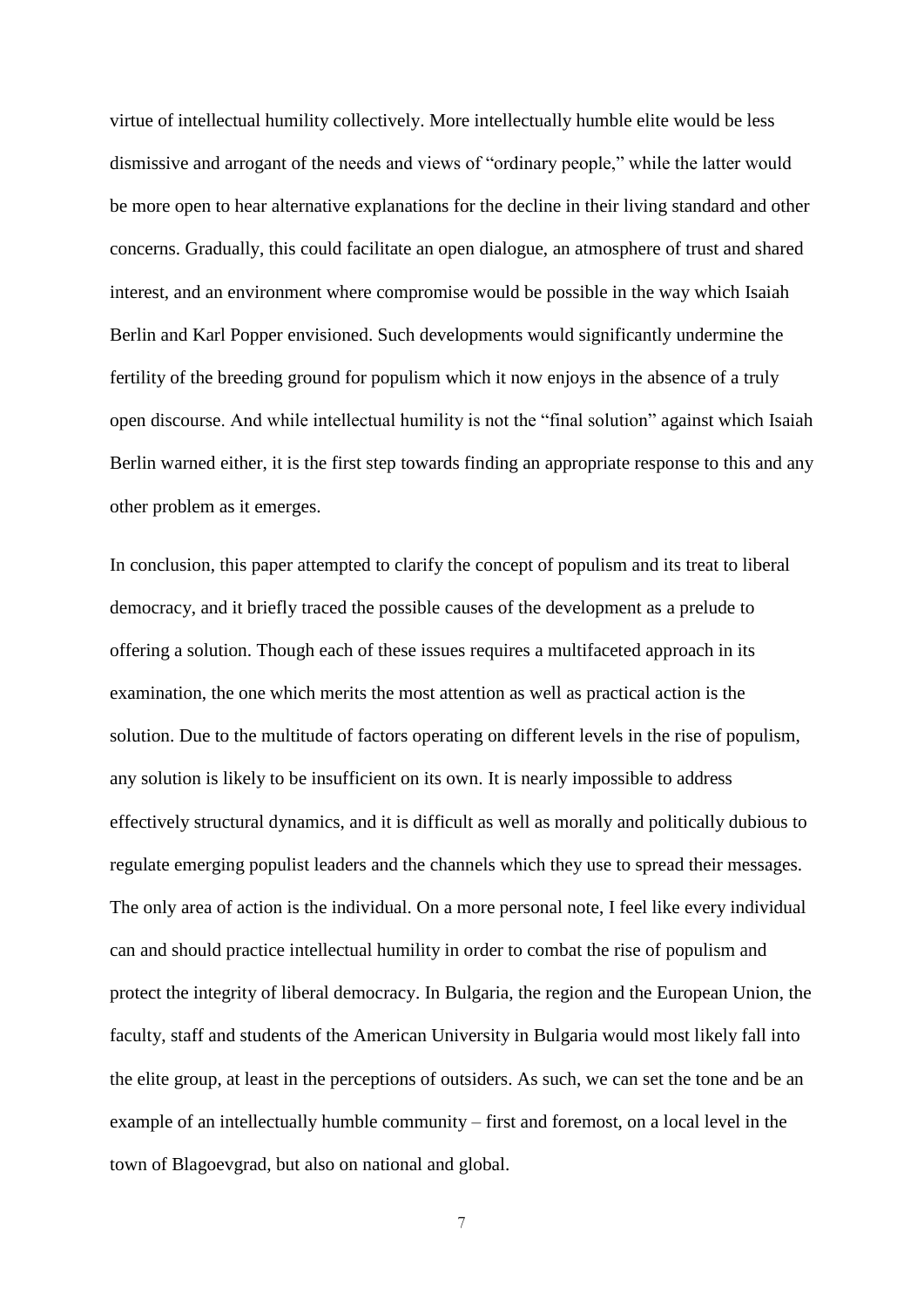virtue of intellectual humility collectively. More intellectually humble elite would be less dismissive and arrogant of the needs and views of "ordinary people," while the latter would be more open to hear alternative explanations for the decline in their living standard and other concerns. Gradually, this could facilitate an open dialogue, an atmosphere of trust and shared interest, and an environment where compromise would be possible in the way which Isaiah Berlin and Karl Popper envisioned. Such developments would significantly undermine the fertility of the breeding ground for populism which it now enjoys in the absence of a truly open discourse. And while intellectual humility is not the "final solution" against which Isaiah Berlin warned either, it is the first step towards finding an appropriate response to this and any other problem as it emerges.

In conclusion, this paper attempted to clarify the concept of populism and its treat to liberal democracy, and it briefly traced the possible causes of the development as a prelude to offering a solution. Though each of these issues requires a multifaceted approach in its examination, the one which merits the most attention as well as practical action is the solution. Due to the multitude of factors operating on different levels in the rise of populism, any solution is likely to be insufficient on its own. It is nearly impossible to address effectively structural dynamics, and it is difficult as well as morally and politically dubious to regulate emerging populist leaders and the channels which they use to spread their messages. The only area of action is the individual. On a more personal note, I feel like every individual can and should practice intellectual humility in order to combat the rise of populism and protect the integrity of liberal democracy. In Bulgaria, the region and the European Union, the faculty, staff and students of the American University in Bulgaria would most likely fall into the elite group, at least in the perceptions of outsiders. As such, we can set the tone and be an example of an intellectually humble community – first and foremost, on a local level in the town of Blagoevgrad, but also on national and global.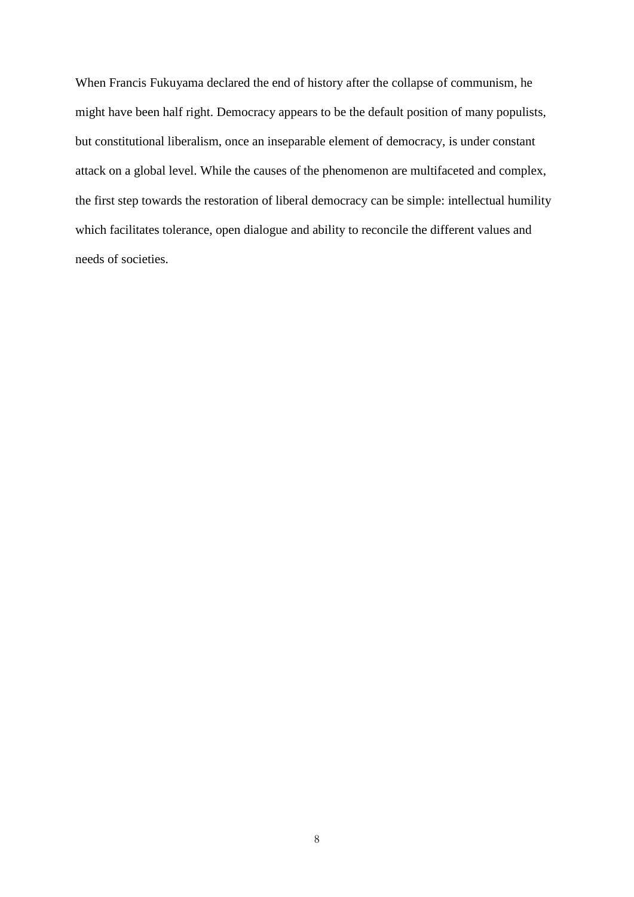When Francis Fukuyama declared the end of history after the collapse of communism, he might have been half right. Democracy appears to be the default position of many populists, but constitutional liberalism, once an inseparable element of democracy, is under constant attack on a global level. While the causes of the phenomenon are multifaceted and complex, the first step towards the restoration of liberal democracy can be simple: intellectual humility which facilitates tolerance, open dialogue and ability to reconcile the different values and needs of societies.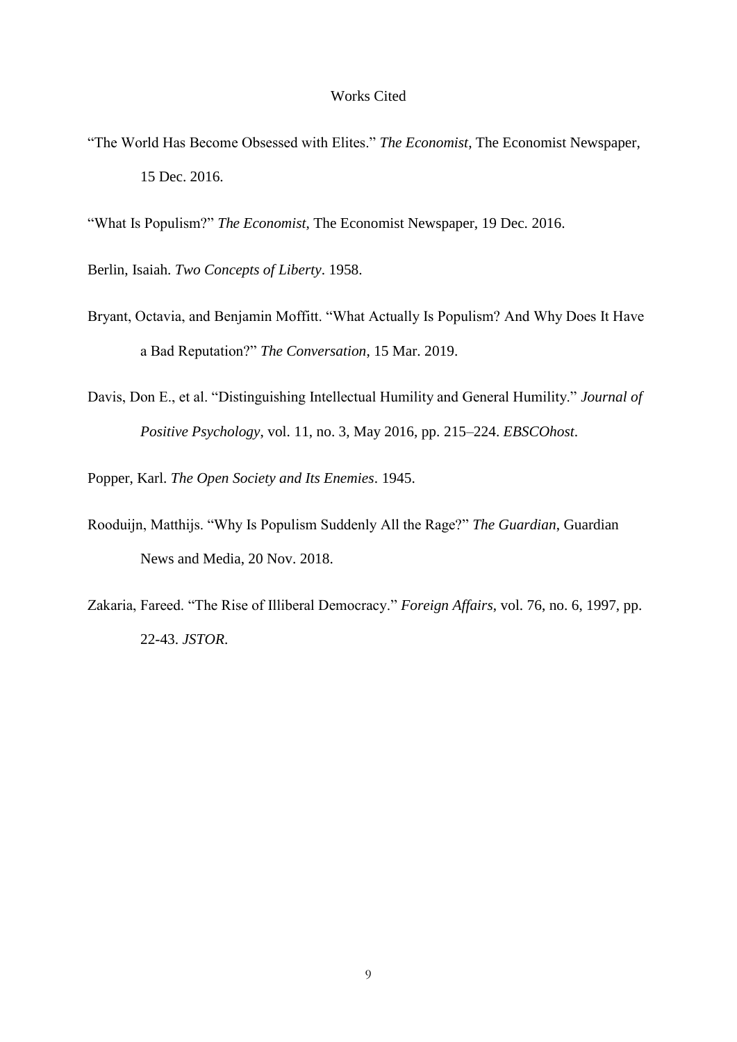# Works Cited

"The World Has Become Obsessed with Elites." *The Economist*, The Economist Newspaper, 15 Dec. 2016.

"What Is Populism?" *The Economist*, The Economist Newspaper, 19 Dec. 2016.

Berlin, Isaiah. *Two Concepts of Liberty*. 1958.

Bryant, Octavia, and Benjamin Moffitt. "What Actually Is Populism? And Why Does It Have a Bad Reputation?" *The Conversation*, 15 Mar. 2019.

Davis, Don E., et al. "Distinguishing Intellectual Humility and General Humility." *Journal of Positive Psychology*, vol. 11, no. 3, May 2016, pp. 215–224. *EBSCOhost*.

Popper, Karl. *The Open Society and Its Enemies*. 1945.

Rooduijn, Matthijs. "Why Is Populism Suddenly All the Rage?" *The Guardian*, Guardian News and Media, 20 Nov. 2018.

Zakaria, Fareed. "The Rise of Illiberal Democracy." *Foreign Affairs*, vol. 76, no. 6, 1997, pp. 22-43. *JSTOR*.